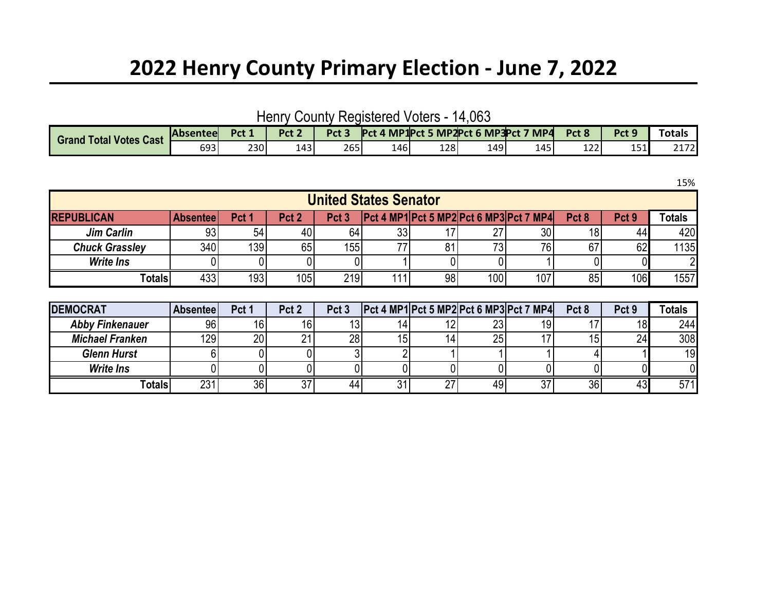# 2022 Henry County Primary Election - June 7, 2022

Henry County Registered Voters - 14,063

| Grand Total Votes Cast | Absentee | Pct 1 | Pct 2 | Pct 3 | Pct 4 MP1 | Pct 5 MP2 | Pct 6 MP3 | Pct 7 MP4 | Pct 8 | Pct 9 | Totals |
|---|---|---|---|---|---|---|---|---|---|---|---|
| | 693 | 230 | 143 | 265 | 146 | 128 | 149 | 145 | 122 | 151 | 2172 |

15%

## United States Senator

| REPUBLICAN | Absentee | Pct 1 | Pct 2 | Pct 3 | Pct 4 MP1 | Pct 5 MP2 | Pct 6 MP3 | Pct 7 MP4 | Pct 8 | Pct 9 | Totals |
|---|---|---|---|---|---|---|---|---|---|---|---|
| *Jim Carlin* | 93 | 54 | 40 | 64 | 33 | 17 | 27 | 30 | 18 | 44 | 420 |
| *Chuck Grassley* | 340 | 139 | 65 | 155 | 77 | 81 | 73 | 76 | 67 | 62 | 1135 |
| *Write Ins* | 0 | 0 | 0 | 0 | 1 | 0 | 0 | 1 | 0 | 0 | 2 |
| Totals | 433 | 193 | 105 | 219 | 111 | 98 | 100 | 107 | 85 | 106 | 1557 |

| DEMOCRAT | Absentee | Pct 1 | Pct 2 | Pct 3 | Pct 4 MP1 | Pct 5 MP2 | Pct 6 MP3 | Pct 7 MP4 | Pct 8 | Pct 9 | Totals |
|---|---|---|---|---|---|---|---|---|---|---|---|
| *Abby Finkenauer* | 96 | 16 | 16 | 13 | 14 | 12 | 23 | 19 | 17 | 18 | 244 |
| *Michael Franken* | 129 | 20 | 21 | 28 | 15 | 14 | 25 | 17 | 15 | 24 | 308 |
| *Glenn Hurst* | 6 | 0 | 0 | 3 | 2 | 1 | 1 | 1 | 4 | 1 | 19 |
| *Write Ins* | 0 | 0 | 0 | 0 | 0 | 0 | 0 | 0 | 0 | 0 | 0 |
| Totals | 231 | 36 | 37 | 44 | 31 | 27 | 49 | 37 | 36 | 43 | 571 |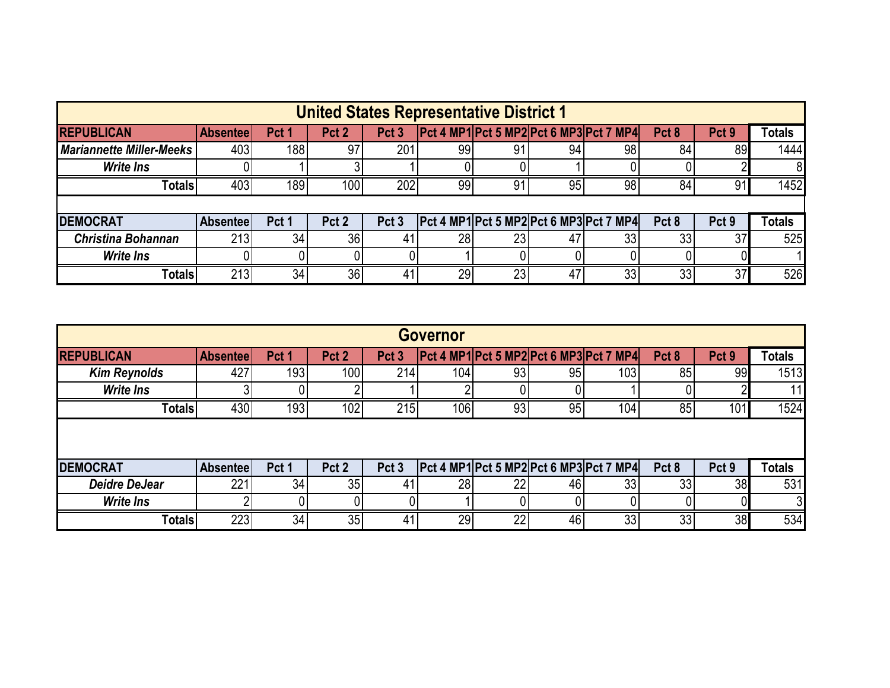## United States Representative District 1

| REPUBLICAN | Absentee | Pct 1 | Pct 2 | Pct 3 | Pct 4 MP1 | Pct 5 MP2 | Pct 6 MP3 | Pct 7 MP4 | Pct 8 | Pct 9 | Totals |
|---|---|---|---|---|---|---|---|---|---|---|---|
| ***Mariannette Miller-Meeks*** | 403 | 188 | 97 | 201 | 99 | 91 | 94 | 98 | 84 | 89 | 1444 |
| ***Write Ins*** | 0 | 1 | 3 | 1 | 0 | 0 | 1 | 0 | 0 | 2 | 8 |
| **Totals** | 403 | 189 | 100 | 202 | 99 | 91 | 95 | 98 | 84 | 91 | 1452 |

| DEMOCRAT | Absentee | Pct 1 | Pct 2 | Pct 3 | Pct 4 MP1 | Pct 5 MP2 | Pct 6 MP3 | Pct 7 MP4 | Pct 8 | Pct 9 | Totals |
|---|---|---|---|---|---|---|---|---|---|---|---|
| ***Christina Bohannan*** | 213 | 34 | 36 | 41 | 28 | 23 | 47 | 33 | 33 | 37 | 525 |
| ***Write Ins*** | 0 | 0 | 0 | 0 | 1 | 0 | 0 | 0 | 0 | 0 | 1 |
| **Totals** | 213 | 34 | 36 | 41 | 29 | 23 | 47 | 33 | 33 | 37 | 526 |

## Governor

| REPUBLICAN | Absentee | Pct 1 | Pct 2 | Pct 3 | Pct 4 MP1 | Pct 5 MP2 | Pct 6 MP3 | Pct 7 MP4 | Pct 8 | Pct 9 | Totals |
|---|---|---|---|---|---|---|---|---|---|---|---|
| ***Kim Reynolds*** | 427 | 193 | 100 | 214 | 104 | 93 | 95 | 103 | 85 | 99 | 1513 |
| ***Write Ins*** | 3 | 0 | 2 | 1 | 2 | 0 | 0 | 1 | 0 | 2 | 11 |
| **Totals** | 430 | 193 | 102 | 215 | 106 | 93 | 95 | 104 | 85 | 101 | 1524 |

| DEMOCRAT | Absentee | Pct 1 | Pct 2 | Pct 3 | Pct 4 MP1 | Pct 5 MP2 | Pct 6 MP3 | Pct 7 MP4 | Pct 8 | Pct 9 | Totals |
|---|---|---|---|---|---|---|---|---|---|---|---|
| ***Deidre DeJear*** | 221 | 34 | 35 | 41 | 28 | 22 | 46 | 33 | 33 | 38 | 531 |
| ***Write Ins*** | 2 | 0 | 0 | 0 | 1 | 0 | 0 | 0 | 0 | 0 | 3 |
| **Totals** | 223 | 34 | 35 | 41 | 29 | 22 | 46 | 33 | 33 | 38 | 534 |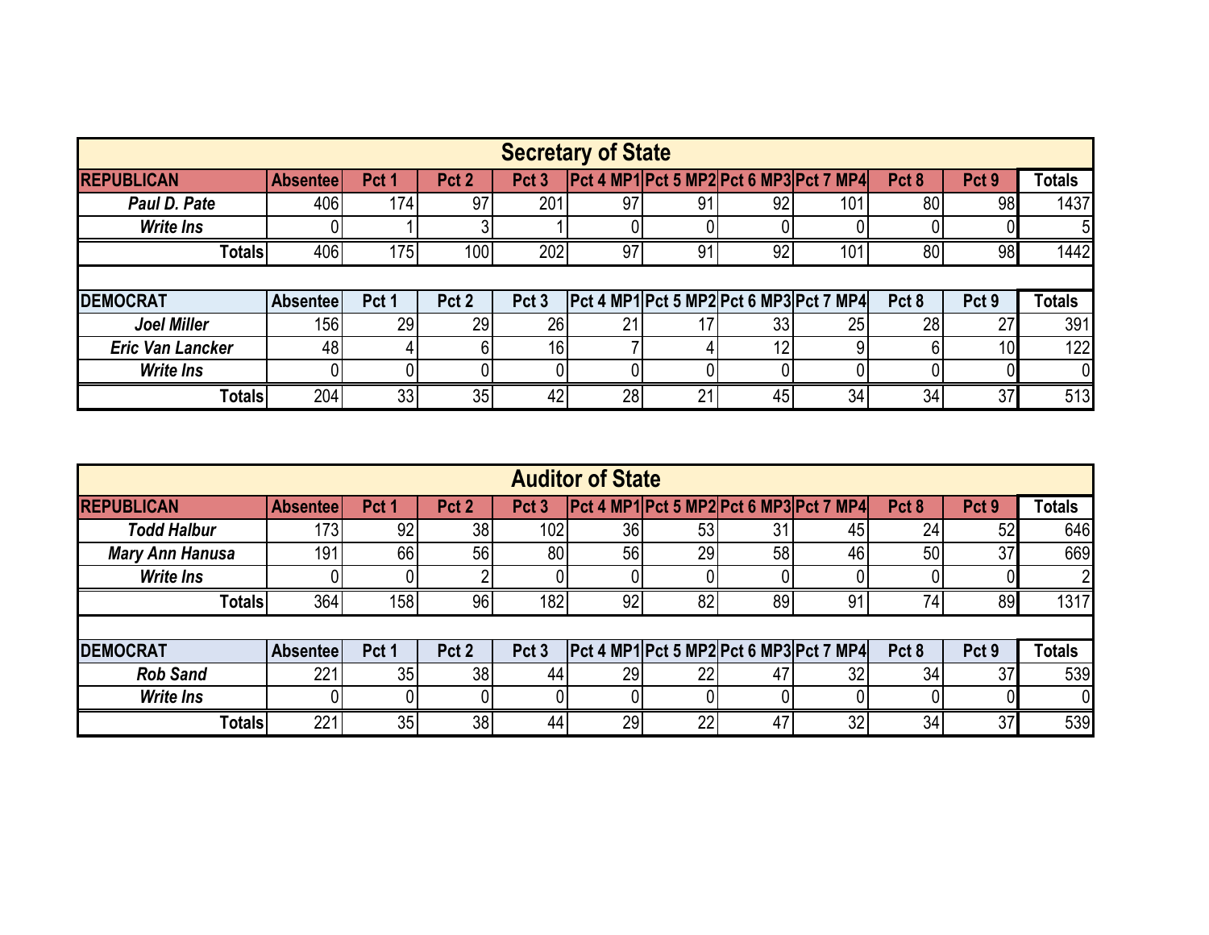## Secretary of State

| REPUBLICAN | Absentee | Pct 1 | Pct 2 | Pct 3 | Pct 4 MP1 | Pct 5 MP2 | Pct 6 MP3 | Pct 7 MP4 | Pct 8 | Pct 9 | Totals |
|---|---|---|---|---|---|---|---|---|---|---|---|
| ***Paul D. Pate*** | 406 | 174 | 97 | 201 | 97 | 91 | 92 | 101 | 80 | 98 | 1437 |
| ***Write Ins*** | 0 | 1 | 3 | 1 | 0 | 0 | 0 | 0 | 0 | 0 | 5 |
| **Totals** | 406 | 175 | 100 | 202 | 97 | 91 | 92 | 101 | 80 | 98 | 1442 |

| DEMOCRAT | Absentee | Pct 1 | Pct 2 | Pct 3 | Pct 4 MP1 | Pct 5 MP2 | Pct 6 MP3 | Pct 7 MP4 | Pct 8 | Pct 9 | Totals |
|---|---|---|---|---|---|---|---|---|---|---|---|
| ***Joel Miller*** | 156 | 29 | 29 | 26 | 21 | 17 | 33 | 25 | 28 | 27 | 391 |
| ***Eric Van Lancker*** | 48 | 4 | 6 | 16 | 7 | 4 | 12 | 9 | 6 | 10 | 122 |
| ***Write Ins*** | 0 | 0 | 0 | 0 | 0 | 0 | 0 | 0 | 0 | 0 | 0 |
| **Totals** | 204 | 33 | 35 | 42 | 28 | 21 | 45 | 34 | 34 | 37 | 513 |

## Auditor of State

| REPUBLICAN | Absentee | Pct 1 | Pct 2 | Pct 3 | Pct 4 MP1 | Pct 5 MP2 | Pct 6 MP3 | Pct 7 MP4 | Pct 8 | Pct 9 | Totals |
|---|---|---|---|---|---|---|---|---|---|---|---|
| ***Todd Halbur*** | 173 | 92 | 38 | 102 | 36 | 53 | 31 | 45 | 24 | 52 | 646 |
| ***Mary Ann Hanusa*** | 191 | 66 | 56 | 80 | 56 | 29 | 58 | 46 | 50 | 37 | 669 |
| ***Write Ins*** | 0 | 0 | 2 | 0 | 0 | 0 | 0 | 0 | 0 | 0 | 2 |
| **Totals** | 364 | 158 | 96 | 182 | 92 | 82 | 89 | 91 | 74 | 89 | 1317 |

| DEMOCRAT | Absentee | Pct 1 | Pct 2 | Pct 3 | Pct 4 MP1 | Pct 5 MP2 | Pct 6 MP3 | Pct 7 MP4 | Pct 8 | Pct 9 | Totals |
|---|---|---|---|---|---|---|---|---|---|---|---|
| ***Rob Sand*** | 221 | 35 | 38 | 44 | 29 | 22 | 47 | 32 | 34 | 37 | 539 |
| ***Write Ins*** | 0 | 0 | 0 | 0 | 0 | 0 | 0 | 0 | 0 | 0 | 0 |
| **Totals** | 221 | 35 | 38 | 44 | 29 | 22 | 47 | 32 | 34 | 37 | 539 |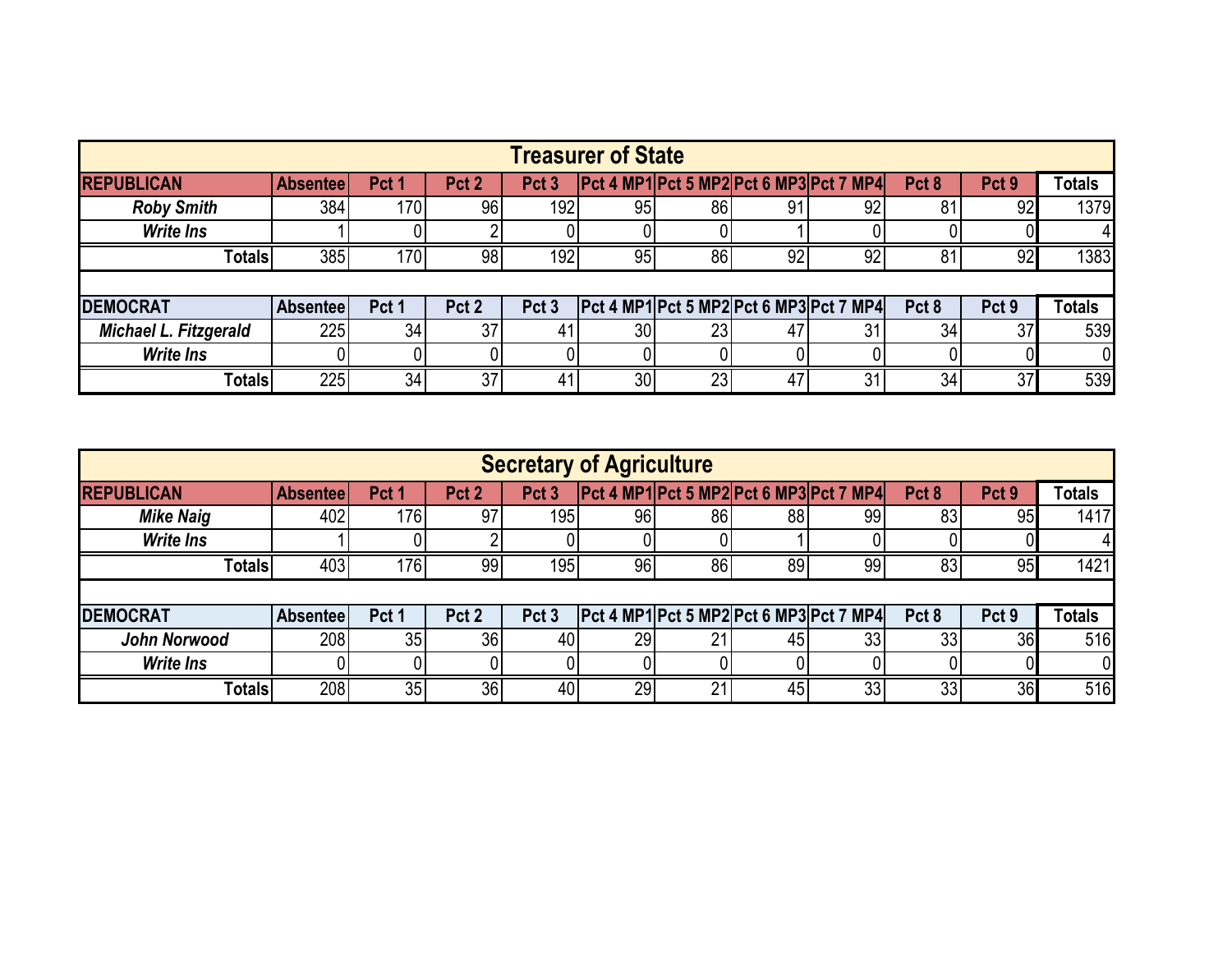## Treasurer of State

| REPUBLICAN | Absentee | Pct 1 | Pct 2 | Pct 3 | Pct 4 MP1 | Pct 5 MP2 | Pct 6 MP3 | Pct 7 MP4 | Pct 8 | Pct 9 | Totals |
|---|---|---|---|---|---|---|---|---|---|---|---|
| *Roby Smith* | 384 | 170 | 96 | 192 | 95 | 86 | 91 | 92 | 81 | 92 | 1379 |
| *Write Ins* | 1 | 0 | 2 | 0 | 0 | 0 | 1 | 0 | 0 | 0 | 4 |
| **Totals** | 385 | 170 | 98 | 192 | 95 | 86 | 92 | 92 | 81 | 92 | 1383 |

| DEMOCRAT | Absentee | Pct 1 | Pct 2 | Pct 3 | Pct 4 MP1 | Pct 5 MP2 | Pct 6 MP3 | Pct 7 MP4 | Pct 8 | Pct 9 | Totals |
|---|---|---|---|---|---|---|---|---|---|---|---|
| *Michael L. Fitzgerald* | 225 | 34 | 37 | 41 | 30 | 23 | 47 | 31 | 34 | 37 | 539 |
| *Write Ins* | 0 | 0 | 0 | 0 | 0 | 0 | 0 | 0 | 0 | 0 | 0 |
| **Totals** | 225 | 34 | 37 | 41 | 30 | 23 | 47 | 31 | 34 | 37 | 539 |

## Secretary of Agriculture

| REPUBLICAN | Absentee | Pct 1 | Pct 2 | Pct 3 | Pct 4 MP1 | Pct 5 MP2 | Pct 6 MP3 | Pct 7 MP4 | Pct 8 | Pct 9 | Totals |
|---|---|---|---|---|---|---|---|---|---|---|---|
| *Mike Naig* | 402 | 176 | 97 | 195 | 96 | 86 | 88 | 99 | 83 | 95 | 1417 |
| *Write Ins* | 1 | 0 | 2 | 0 | 0 | 0 | 1 | 0 | 0 | 0 | 4 |
| **Totals** | 403 | 176 | 99 | 195 | 96 | 86 | 89 | 99 | 83 | 95 | 1421 |

| DEMOCRAT | Absentee | Pct 1 | Pct 2 | Pct 3 | Pct 4 MP1 | Pct 5 MP2 | Pct 6 MP3 | Pct 7 MP4 | Pct 8 | Pct 9 | Totals |
|---|---|---|---|---|---|---|---|---|---|---|---|
| *John Norwood* | 208 | 35 | 36 | 40 | 29 | 21 | 45 | 33 | 33 | 36 | 516 |
| *Write Ins* | 0 | 0 | 0 | 0 | 0 | 0 | 0 | 0 | 0 | 0 | 0 |
| **Totals** | 208 | 35 | 36 | 40 | 29 | 21 | 45 | 33 | 33 | 36 | 516 |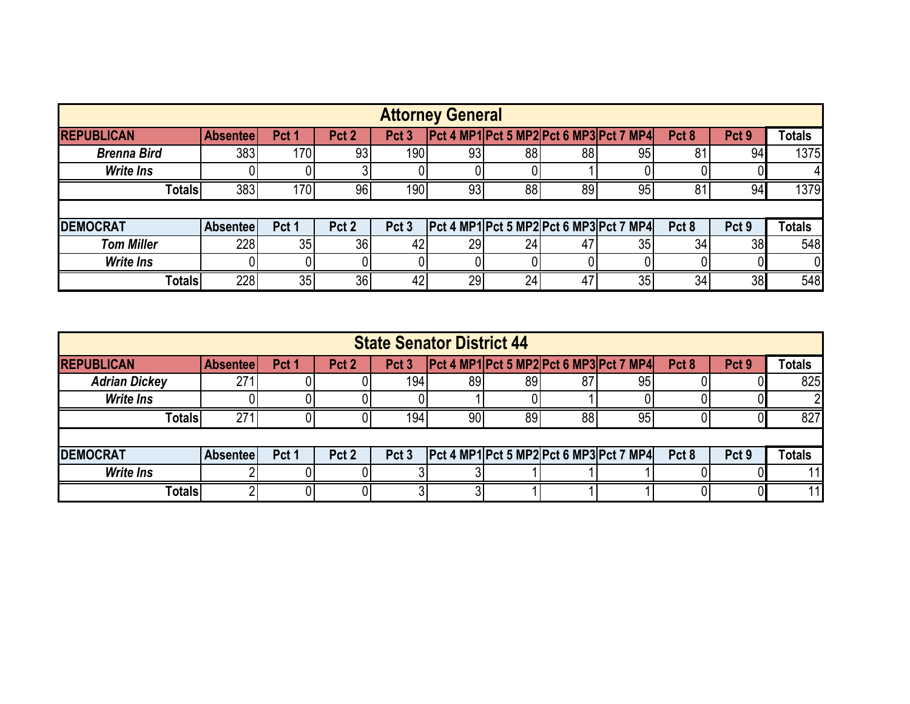## Attorney General

| REPUBLICAN | Absentee | Pct 1 | Pct 2 | Pct 3 | Pct 4 MP1 | Pct 5 MP2 | Pct 6 MP3 | Pct 7 MP4 | Pct 8 | Pct 9 | Totals |
|---|---|---|---|---|---|---|---|---|---|---|---|
| *Brenna Bird* | 383 | 170 | 93 | 190 | 93 | 88 | 88 | 95 | 81 | 94 | 1375 |
| *Write Ins* | 0 | 0 | 3 | 0 | 0 | 0 | 1 | 0 | 0 | 0 | 4 |
| **Totals** | 383 | 170 | 96 | 190 | 93 | 88 | 89 | 95 | 81 | 94 | 1379 |

| DEMOCRAT | Absentee | Pct 1 | Pct 2 | Pct 3 | Pct 4 MP1 | Pct 5 MP2 | Pct 6 MP3 | Pct 7 MP4 | Pct 8 | Pct 9 | Totals |
|---|---|---|---|---|---|---|---|---|---|---|---|
| *Tom Miller* | 228 | 35 | 36 | 42 | 29 | 24 | 47 | 35 | 34 | 38 | 548 |
| *Write Ins* | 0 | 0 | 0 | 0 | 0 | 0 | 0 | 0 | 0 | 0 | 0 |
| **Totals** | 228 | 35 | 36 | 42 | 29 | 24 | 47 | 35 | 34 | 38 | 548 |

## State Senator District 44

| REPUBLICAN | Absentee | Pct 1 | Pct 2 | Pct 3 | Pct 4 MP1 | Pct 5 MP2 | Pct 6 MP3 | Pct 7 MP4 | Pct 8 | Pct 9 | Totals |
|---|---|---|---|---|---|---|---|---|---|---|---|
| *Adrian Dickey* | 271 | 0 | 0 | 194 | 89 | 89 | 87 | 95 | 0 | 0 | 825 |
| *Write Ins* | 0 | 0 | 0 | 0 | 1 | 0 | 1 | 0 | 0 | 0 | 2 |
| **Totals** | 271 | 0 | 0 | 194 | 90 | 89 | 88 | 95 | 0 | 0 | 827 |

| DEMOCRAT | Absentee | Pct 1 | Pct 2 | Pct 3 | Pct 4 MP1 | Pct 5 MP2 | Pct 6 MP3 | Pct 7 MP4 | Pct 8 | Pct 9 | Totals |
|---|---|---|---|---|---|---|---|---|---|---|---|
| *Write Ins* | 2 | 0 | 0 | 3 | 3 | 1 | 1 | 1 | 0 | 0 | 11 |
| **Totals** | 2 | 0 | 0 | 3 | 3 | 1 | 1 | 1 | 0 | 0 | 11 |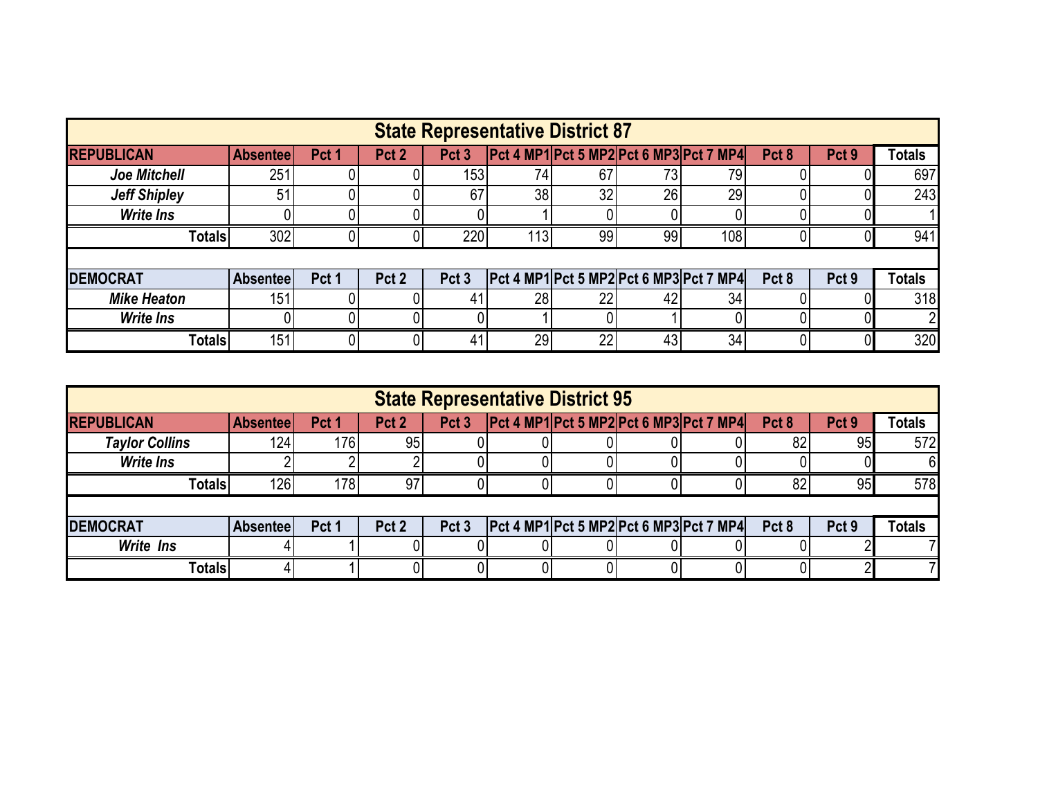## State Representative District 87

| REPUBLICAN | Absentee | Pct 1 | Pct 2 | Pct 3 | Pct 4 MP1 | Pct 5 MP2 | Pct 6 MP3 | Pct 7 MP4 | Pct 8 | Pct 9 | Totals |
|---|---|---|---|---|---|---|---|---|---|---|---|
| ***Joe Mitchell*** | 251 | 0 | 0 | 153 | 74 | 67 | 73 | 79 | 0 | 0 | 697 |
| ***Jeff Shipley*** | 51 | 0 | 0 | 67 | 38 | 32 | 26 | 29 | 0 | 0 | 243 |
| ***Write Ins*** | 0 | 0 | 0 | 0 | 1 | 0 | 0 | 0 | 0 | 0 | 1 |
| **Totals** | 302 | 0 | 0 | 220 | 113 | 99 | 99 | 108 | 0 | 0 | 941 |

| DEMOCRAT | Absentee | Pct 1 | Pct 2 | Pct 3 | Pct 4 MP1 | Pct 5 MP2 | Pct 6 MP3 | Pct 7 MP4 | Pct 8 | Pct 9 | Totals |
|---|---|---|---|---|---|---|---|---|---|---|---|
| ***Mike Heaton*** | 151 | 0 | 0 | 41 | 28 | 22 | 42 | 34 | 0 | 0 | 318 |
| ***Write Ins*** | 0 | 0 | 0 | 0 | 1 | 0 | 1 | 0 | 0 | 0 | 2 |
| **Totals** | 151 | 0 | 0 | 41 | 29 | 22 | 43 | 34 | 0 | 0 | 320 |

## State Representative District 95

| REPUBLICAN | Absentee | Pct 1 | Pct 2 | Pct 3 | Pct 4 MP1 | Pct 5 MP2 | Pct 6 MP3 | Pct 7 MP4 | Pct 8 | Pct 9 | Totals |
|---|---|---|---|---|---|---|---|---|---|---|---|
| ***Taylor Collins*** | 124 | 176 | 95 | 0 | 0 | 0 | 0 | 0 | 82 | 95 | 572 |
| ***Write Ins*** | 2 | 2 | 2 | 0 | 0 | 0 | 0 | 0 | 0 | 0 | 6 |
| **Totals** | 126 | 178 | 97 | 0 | 0 | 0 | 0 | 0 | 82 | 95 | 578 |

| DEMOCRAT | Absentee | Pct 1 | Pct 2 | Pct 3 | Pct 4 MP1 | Pct 5 MP2 | Pct 6 MP3 | Pct 7 MP4 | Pct 8 | Pct 9 | Totals |
|---|---|---|---|---|---|---|---|---|---|---|---|
| ***Write Ins*** | 4 | 1 | 0 | 0 | 0 | 0 | 0 | 0 | 0 | 2 | 7 |
| **Totals** | 4 | 1 | 0 | 0 | 0 | 0 | 0 | 0 | 0 | 2 | 7 |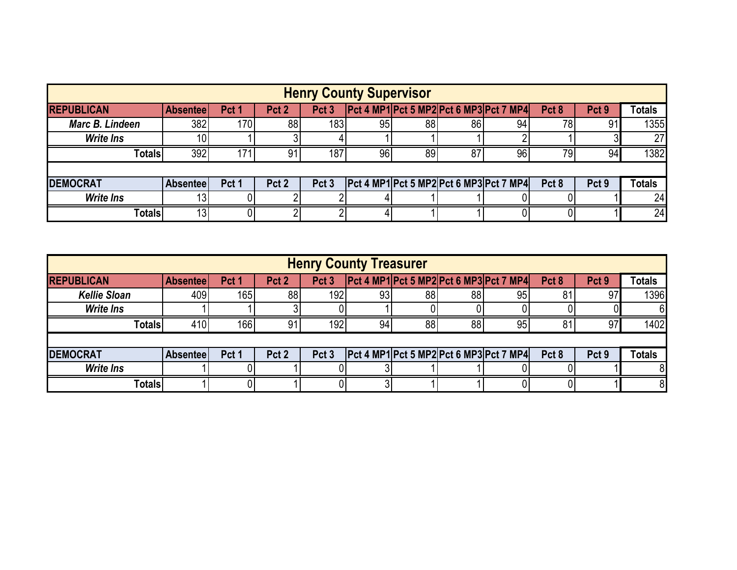## Henry County Supervisor

| REPUBLICAN | Absentee | Pct 1 | Pct 2 | Pct 3 | Pct 4 MP1 | Pct 5 MP2 | Pct 6 MP3 | Pct 7 MP4 | Pct 8 | Pct 9 | Totals |
|---|---|---|---|---|---|---|---|---|---|---|---|
| ***Marc B. Lindeen*** | 382 | 170 | 88 | 183 | 95 | 88 | 86 | 94 | 78 | 91 | 1355 |
| ***Write Ins*** | 10 | 1 | 3 | 4 | 1 | 1 | 1 | 2 | 1 | 3 | 27 |
| **Totals** | 392 | 171 | 91 | 187 | 96 | 89 | 87 | 96 | 79 | 94 | 1382 |

| DEMOCRAT | Absentee | Pct 1 | Pct 2 | Pct 3 | Pct 4 MP1 | Pct 5 MP2 | Pct 6 MP3 | Pct 7 MP4 | Pct 8 | Pct 9 | Totals |
|---|---|---|---|---|---|---|---|---|---|---|---|
| ***Write Ins*** | 13 | 0 | 2 | 2 | 4 | 1 | 1 | 0 | 0 | 1 | 24 |
| **Totals** | 13 | 0 | 2 | 2 | 4 | 1 | 1 | 0 | 0 | 1 | 24 |

## Henry County Treasurer

| REPUBLICAN | Absentee | Pct 1 | Pct 2 | Pct 3 | Pct 4 MP1 | Pct 5 MP2 | Pct 6 MP3 | Pct 7 MP4 | Pct 8 | Pct 9 | Totals |
|---|---|---|---|---|---|---|---|---|---|---|---|
| ***Kellie Sloan*** | 409 | 165 | 88 | 192 | 93 | 88 | 88 | 95 | 81 | 97 | 1396 |
| ***Write Ins*** | 1 | 1 | 3 | 0 | 1 | 0 | 0 | 0 | 0 | 0 | 6 |
| **Totals** | 410 | 166 | 91 | 192 | 94 | 88 | 88 | 95 | 81 | 97 | 1402 |

| DEMOCRAT | Absentee | Pct 1 | Pct 2 | Pct 3 | Pct 4 MP1 | Pct 5 MP2 | Pct 6 MP3 | Pct 7 MP4 | Pct 8 | Pct 9 | Totals |
|---|---|---|---|---|---|---|---|---|---|---|---|
| ***Write Ins*** | 1 | 0 | 1 | 0 | 3 | 1 | 1 | 0 | 0 | 1 | 8 |
| **Totals** | 1 | 0 | 1 | 0 | 3 | 1 | 1 | 0 | 0 | 1 | 8 |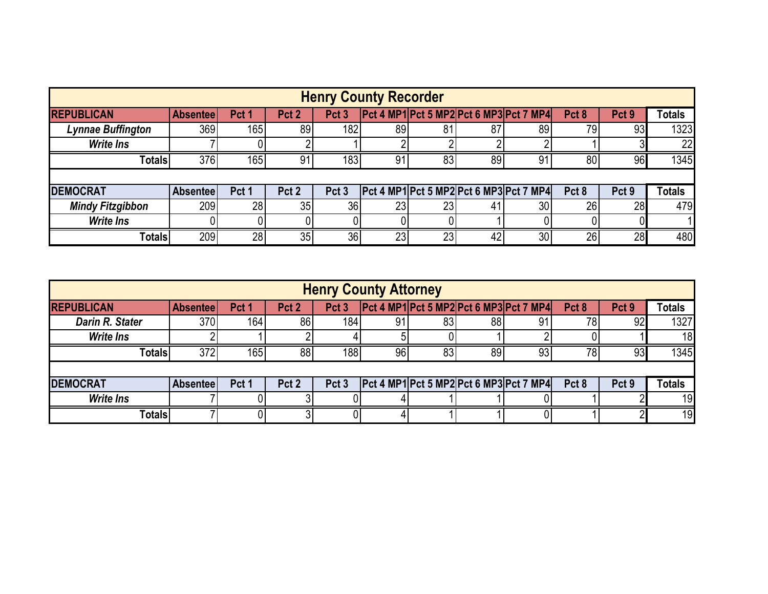## Henry County Recorder

| REPUBLICAN | Absentee | Pct 1 | Pct 2 | Pct 3 | Pct 4 MP1 | Pct 5 MP2 | Pct 6 MP3 | Pct 7 MP4 | Pct 8 | Pct 9 | Totals |
|---|---|---|---|---|---|---|---|---|---|---|---|
| *Lynnae Buffington* | 369 | 165 | 89 | 182 | 89 | 81 | 87 | 89 | 79 | 93 | 1323 |
| *Write Ins* | 7 | 0 | 2 | 1 | 2 | 2 | 2 | 2 | 1 | 3 | 22 |
| **Totals** | 376 | 165 | 91 | 183 | 91 | 83 | 89 | 91 | 80 | 96 | 1345 |

| DEMOCRAT | Absentee | Pct 1 | Pct 2 | Pct 3 | Pct 4 MP1 | Pct 5 MP2 | Pct 6 MP3 | Pct 7 MP4 | Pct 8 | Pct 9 | Totals |
|---|---|---|---|---|---|---|---|---|---|---|---|
| *Mindy Fitzgibbon* | 209 | 28 | 35 | 36 | 23 | 23 | 41 | 30 | 26 | 28 | 479 |
| *Write Ins* | 0 | 0 | 0 | 0 | 0 | 0 | 1 | 0 | 0 | 0 | 1 |
| **Totals** | 209 | 28 | 35 | 36 | 23 | 23 | 42 | 30 | 26 | 28 | 480 |

## Henry County Attorney

| REPUBLICAN | Absentee | Pct 1 | Pct 2 | Pct 3 | Pct 4 MP1 | Pct 5 MP2 | Pct 6 MP3 | Pct 7 MP4 | Pct 8 | Pct 9 | Totals |
|---|---|---|---|---|---|---|---|---|---|---|---|
| *Darin R. Stater* | 370 | 164 | 86 | 184 | 91 | 83 | 88 | 91 | 78 | 92 | 1327 |
| *Write Ins* | 2 | 1 | 2 | 4 | 5 | 0 | 1 | 2 | 0 | 1 | 18 |
| **Totals** | 372 | 165 | 88 | 188 | 96 | 83 | 89 | 93 | 78 | 93 | 1345 |

| DEMOCRAT | Absentee | Pct 1 | Pct 2 | Pct 3 | Pct 4 MP1 | Pct 5 MP2 | Pct 6 MP3 | Pct 7 MP4 | Pct 8 | Pct 9 | Totals |
|---|---|---|---|---|---|---|---|---|---|---|---|
| *Write Ins* | 7 | 0 | 3 | 0 | 4 | 1 | 1 | 0 | 1 | 2 | 19 |
| **Totals** | 7 | 0 | 3 | 0 | 4 | 1 | 1 | 0 | 1 | 2 | 19 |